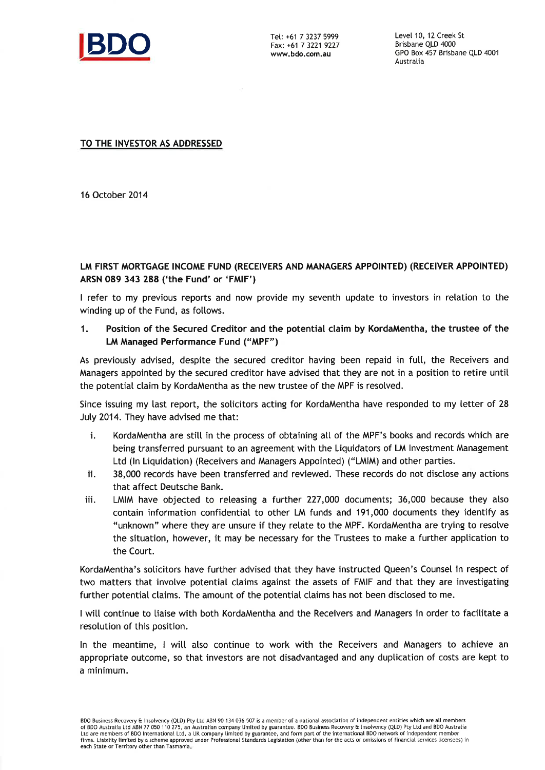BDO

Tel: +61 7 3237 5999
Fax: +61 7 3221 9227
www.bdo.com.au

Level 10, 12 Creek St
Brisbane QLD 4000
GPO Box 457 Brisbane QLD 4001
Australia

**TO THE INVESTOR AS ADDRESSED**

16 October 2014

**LM FIRST MORTGAGE INCOME FUND (RECEIVERS AND MANAGERS APPOINTED) (RECEIVER APPOINTED) ARSN 089 343 288 ('the Fund' or 'FMIF')**

I refer to my previous reports and now provide my seventh update to investors in relation to the winding up of the Fund, as follows.

## 1. Position of the Secured Creditor and the potential claim by KordaMentha, the trustee of the LM Managed Performance Fund ("MPF")

As previously advised, despite the secured creditor having been repaid in full, the Receivers and Managers appointed by the secured creditor have advised that they are not in a position to retire until the potential claim by KordaMentha as the new trustee of the MPF is resolved.

Since issuing my last report, the solicitors acting for KordaMentha have responded to my letter of 28 July 2014. They have advised me that:

i. KordaMentha are still in the process of obtaining all of the MPF's books and records which are being transferred pursuant to an agreement with the Liquidators of LM Investment Management Ltd (In Liquidation) (Receivers and Managers Appointed) ("LMIM) and other parties.

ii. 38,000 records have been transferred and reviewed. These records do not disclose any actions that affect Deutsche Bank.

iii. LMIM have objected to releasing a further 227,000 documents; 36,000 because they also contain information confidential to other LM funds and 191,000 documents they identify as "unknown" where they are unsure if they relate to the MPF. KordaMentha are trying to resolve the situation, however, it may be necessary for the Trustees to make a further application to the Court.

KordaMentha's solicitors have further advised that they have instructed Queen's Counsel in respect of two matters that involve potential claims against the assets of FMIF and that they are investigating further potential claims. The amount of the potential claims has not been disclosed to me.

I will continue to liaise with both KordaMentha and the Receivers and Managers in order to facilitate a resolution of this position.

In the meantime, I will also continue to work with the Receivers and Managers to achieve an appropriate outcome, so that investors are not disadvantaged and any duplication of costs are kept to a minimum.

BDO Business Recovery & Insolvency (QLD) Pty Ltd ABN 90 134 036 507 is a member of a national association of independent entities which are all members of BDO Australia Ltd ABN 77 050 110 275, an Australian company limited by guarantee. BDO Business Recovery & Insolvency (QLD) Pty Ltd and BDO Australia Ltd are members of BDO International Ltd, a UK company limited by guarantee, and form part of the international BDO network of independent member firms. Liability limited by a scheme approved under Professional Standards Legislation (other than for the acts or omissions of financial services licensees) in each State or Territory other than Tasmania.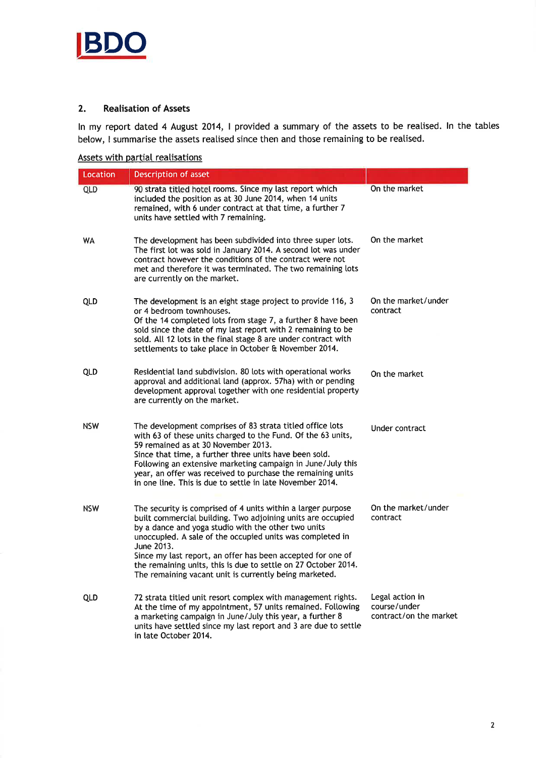## 2. Realisation of Assets

In my report dated 4 August 2014, I provided a summary of the assets to be realised. In the tables below, I summarise the assets realised since then and those remaining to be realised.

Assets with partial realisations

| Location | Description of asset | |
|---|---|---|
| QLD | 90 strata titled hotel rooms. Since my last report which included the position as at 30 June 2014, when 14 units remained, with 6 under contract at that time, a further 7 units have settled with 7 remaining. | On the market |
| WA | The development has been subdivided into three super lots. The first lot was sold in January 2014. A second lot was under contract however the conditions of the contract were not met and therefore it was terminated. The two remaining lots are currently on the market. | On the market |
| QLD | The development is an eight stage project to provide 116, 3 or 4 bedroom townhouses.<br>Of the 14 completed lots from stage 7, a further 8 have been sold since the date of my last report with 2 remaining to be sold. All 12 lots in the final stage 8 are under contract with settlements to take place in October & November 2014. | On the market/under contract |
| QLD | Residential land subdivision. 80 lots with operational works approval and additional land (approx. 57ha) with or pending development approval together with one residential property are currently on the market. | On the market |
| NSW | The development comprises of 83 strata titled office lots with 63 of these units charged to the Fund. Of the 63 units, 59 remained as at 30 November 2013.<br>Since that time, a further three units have been sold. Following an extensive marketing campaign in June/July this year, an offer was received to purchase the remaining units in one line. This is due to settle in late November 2014. | Under contract |
| NSW | The security is comprised of 4 units within a larger purpose built commercial building. Two adjoining units are occupied by a dance and yoga studio with the other two units unoccupied. A sale of the occupied units was completed in June 2013.<br>Since my last report, an offer has been accepted for one of the remaining units, this is due to settle on 27 October 2014. The remaining vacant unit is currently being marketed. | On the market/under contract |
| QLD | 72 strata titled unit resort complex with management rights. At the time of my appointment, 57 units remained. Following a marketing campaign in June/July this year, a further 8 units have settled since my last report and 3 are due to settle in late October 2014. | Legal action in course/under contract/on the market |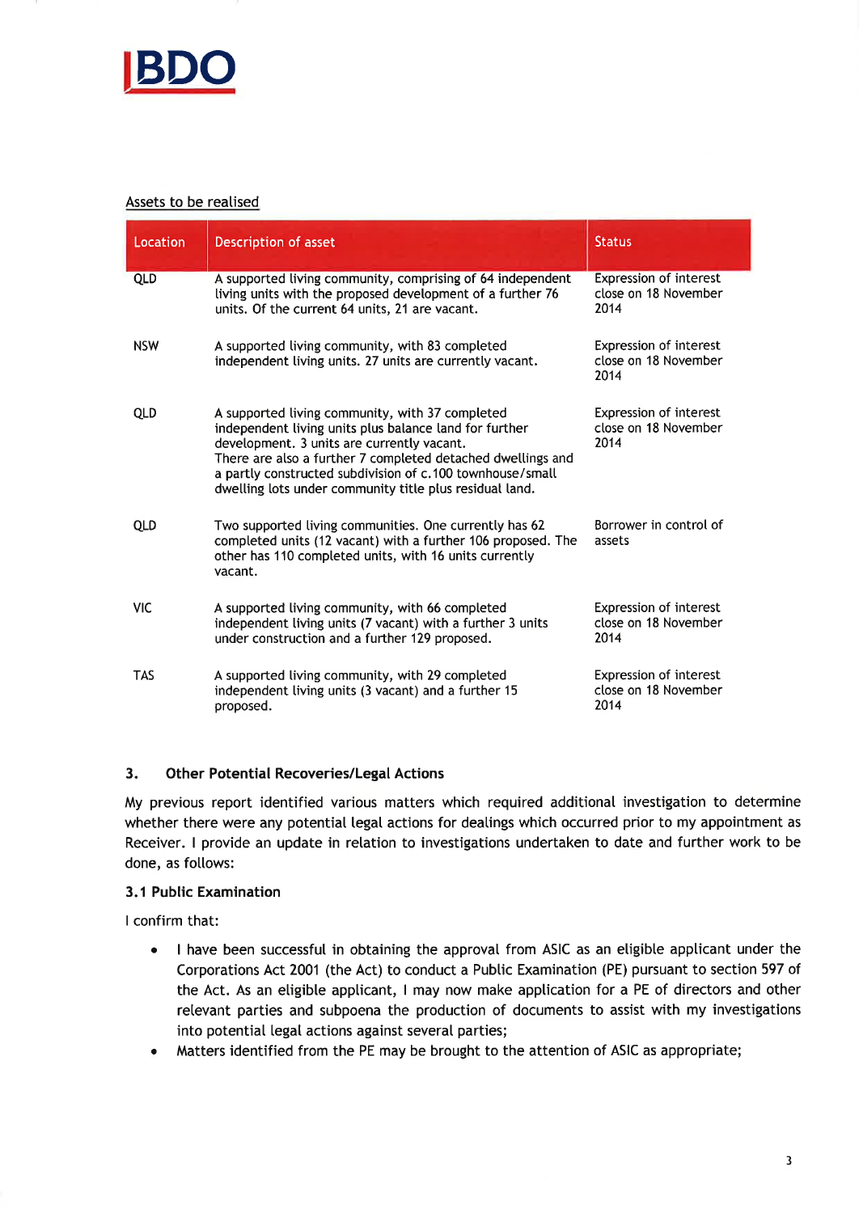Assets to be realised

| Location | Description of asset | Status |
|---|---|---|
| QLD | A supported living community, comprising of 64 independent living units with the proposed development of a further 76 units. Of the current 64 units, 21 are vacant. | Expression of interest close on 18 November 2014 |
| NSW | A supported living community, with 83 completed independent living units. 27 units are currently vacant. | Expression of interest close on 18 November 2014 |
| QLD | A supported living community, with 37 completed independent living units plus balance land for further development. 3 units are currently vacant. There are also a further 7 completed detached dwellings and a partly constructed subdivision of c.100 townhouse/small dwelling lots under community title plus residual land. | Expression of interest close on 18 November 2014 |
| QLD | Two supported living communities. One currently has 62 completed units (12 vacant) with a further 106 proposed. The other has 110 completed units, with 16 units currently vacant. | Borrower in control of assets |
| VIC | A supported living community, with 66 completed independent living units (7 vacant) with a further 3 units under construction and a further 129 proposed. | Expression of interest close on 18 November 2014 |
| TAS | A supported living community, with 29 completed independent living units (3 vacant) and a further 15 proposed. | Expression of interest close on 18 November 2014 |

## 3. Other Potential Recoveries/Legal Actions

My previous report identified various matters which required additional investigation to determine whether there were any potential legal actions for dealings which occurred prior to my appointment as Receiver. I provide an update in relation to investigations undertaken to date and further work to be done, as follows:

### 3.1 Public Examination

I confirm that:

- I have been successful in obtaining the approval from ASIC as an eligible applicant under the Corporations Act 2001 (the Act) to conduct a Public Examination (PE) pursuant to section 597 of the Act. As an eligible applicant, I may now make application for a PE of directors and other relevant parties and subpoena the production of documents to assist with my investigations into potential legal actions against several parties;
- Matters identified from the PE may be brought to the attention of ASIC as appropriate;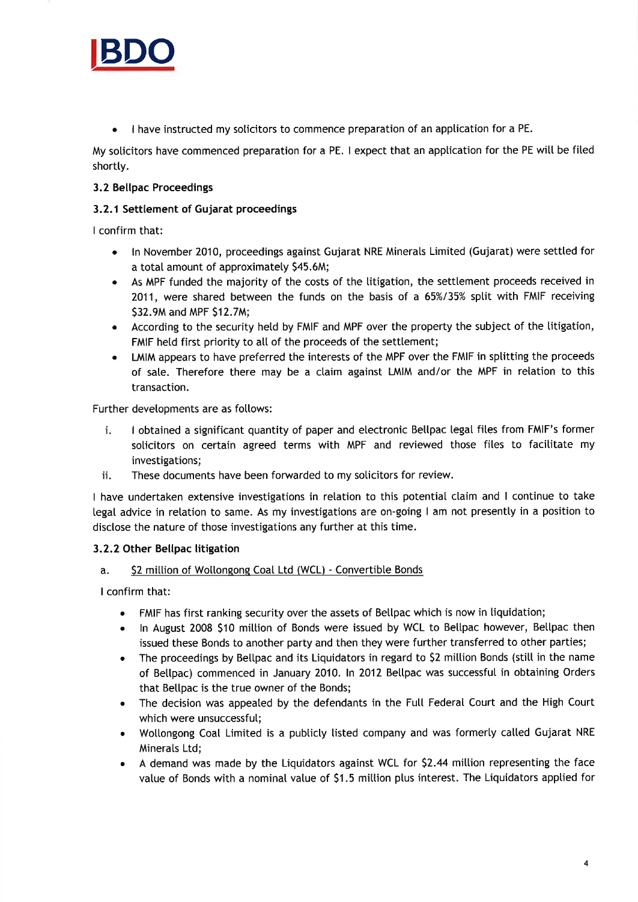- I have instructed my solicitors to commence preparation of an application for a PE.

My solicitors have commenced preparation for a PE. I expect that an application for the PE will be filed shortly.

### 3.2 Bellpac Proceedings

#### 3.2.1 Settlement of Gujarat proceedings

I confirm that:

- In November 2010, proceedings against Gujarat NRE Minerals Limited (Gujarat) were settled for a total amount of approximately $45.6M;
- As MPF funded the majority of the costs of the litigation, the settlement proceeds received in 2011, were shared between the funds on the basis of a 65%/35% split with FMIF receiving $32.9M and MPF $12.7M;
- According to the security held by FMIF and MPF over the property the subject of the litigation, FMIF held first priority to all of the proceeds of the settlement;
- LMIM appears to have preferred the interests of the MPF over the FMIF in splitting the proceeds of sale. Therefore there may be a claim against LMIM and/or the MPF in relation to this transaction.

Further developments are as follows:

i. I obtained a significant quantity of paper and electronic Bellpac legal files from FMIF's former solicitors on certain agreed terms with MPF and reviewed those files to facilitate my investigations;
ii. These documents have been forwarded to my solicitors for review.

I have undertaken extensive investigations in relation to this potential claim and I continue to take legal advice in relation to same. As my investigations are on-going I am not presently in a position to disclose the nature of those investigations any further at this time.

#### 3.2.2 Other Bellpac litigation

a. <u>$2 million of Wollongong Coal Ltd (WCL) - Convertible Bonds</u>

I confirm that:

- FMIF has first ranking security over the assets of Bellpac which is now in liquidation;
- In August 2008 $10 million of Bonds were issued by WCL to Bellpac however, Bellpac then issued these Bonds to another party and then they were further transferred to other parties;
- The proceedings by Bellpac and its Liquidators in regard to $2 million Bonds (still in the name of Bellpac) commenced in January 2010. In 2012 Bellpac was successful in obtaining Orders that Bellpac is the true owner of the Bonds;
- The decision was appealed by the defendants in the Full Federal Court and the High Court which were unsuccessful;
- Wollongong Coal Limited is a publicly listed company and was formerly called Gujarat NRE Minerals Ltd;
- A demand was made by the Liquidators against WCL for $2.44 million representing the face value of Bonds with a nominal value of $1.5 million plus interest. The Liquidators applied for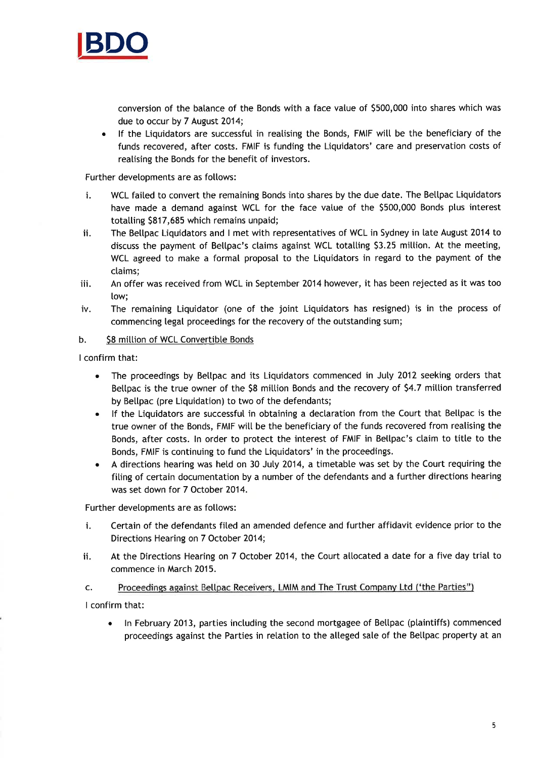conversion of the balance of the Bonds with a face value of $500,000 into shares which was due to occur by 7 August 2014;

- If the Liquidators are successful in realising the Bonds, FMIF will be the beneficiary of the funds recovered, after costs. FMIF is funding the Liquidators' care and preservation costs of realising the Bonds for the benefit of investors.

Further developments are as follows:

i. WCL failed to convert the remaining Bonds into shares by the due date. The Bellpac Liquidators have made a demand against WCL for the face value of the $500,000 Bonds plus interest totalling $817,685 which remains unpaid;

ii. The Bellpac Liquidators and I met with representatives of WCL in Sydney in late August 2014 to discuss the payment of Bellpac's claims against WCL totalling $3.25 million. At the meeting, WCL agreed to make a formal proposal to the Liquidators in regard to the payment of the claims;

iii. An offer was received from WCL in September 2014 however, it has been rejected as it was too low;

iv. The remaining Liquidator (one of the joint Liquidators has resigned) is in the process of commencing legal proceedings for the recovery of the outstanding sum;

b. <u>$8 million of WCL Convertible Bonds</u>

I confirm that:

- The proceedings by Bellpac and its Liquidators commenced in July 2012 seeking orders that Bellpac is the true owner of the $8 million Bonds and the recovery of $4.7 million transferred by Bellpac (pre Liquidation) to two of the defendants;
- If the Liquidators are successful in obtaining a declaration from the Court that Bellpac is the true owner of the Bonds, FMIF will be the beneficiary of the funds recovered from realising the Bonds, after costs. In order to protect the interest of FMIF in Bellpac's claim to title to the Bonds, FMIF is continuing to fund the Liquidators' in the proceedings.
- A directions hearing was held on 30 July 2014, a timetable was set by the Court requiring the filing of certain documentation by a number of the defendants and a further directions hearing was set down for 7 October 2014.

Further developments are as follows:

i. Certain of the defendants filed an amended defence and further affidavit evidence prior to the Directions Hearing on 7 October 2014;

ii. At the Directions Hearing on 7 October 2014, the Court allocated a date for a five day trial to commence in March 2015.

c. <u>Proceedings against Bellpac Receivers, LMIM and The Trust Company Ltd ('the Parties")</u>

I confirm that:

- In February 2013, parties including the second mortgagee of Bellpac (plaintiffs) commenced proceedings against the Parties in relation to the alleged sale of the Bellpac property at an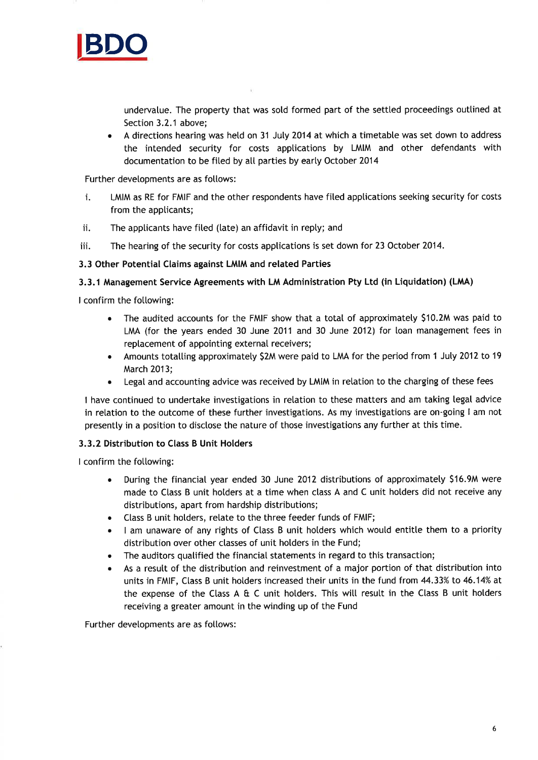undervalue. The property that was sold formed part of the settled proceedings outlined at Section 3.2.1 above;

- A directions hearing was held on 31 July 2014 at which a timetable was set down to address the intended security for costs applications by LMIM and other defendants with documentation to be filed by all parties by early October 2014

Further developments are as follows:

i. LMIM as RE for FMIF and the other respondents have filed applications seeking security for costs from the applicants;

ii. The applicants have filed (late) an affidavit in reply; and

iii. The hearing of the security for costs applications is set down for 23 October 2014.

### 3.3 Other Potential Claims against LMIM and related Parties

#### 3.3.1 Management Service Agreements with LM Administration Pty Ltd (in Liquidation) (LMA)

I confirm the following:

- The audited accounts for the FMIF show that a total of approximately $10.2M was paid to LMA (for the years ended 30 June 2011 and 30 June 2012) for loan management fees in replacement of appointing external receivers;
- Amounts totalling approximately $2M were paid to LMA for the period from 1 July 2012 to 19 March 2013;
- Legal and accounting advice was received by LMIM in relation to the charging of these fees

I have continued to undertake investigations in relation to these matters and am taking legal advice in relation to the outcome of these further investigations. As my investigations are on-going I am not presently in a position to disclose the nature of those investigations any further at this time.

#### 3.3.2 Distribution to Class B Unit Holders

I confirm the following:

- During the financial year ended 30 June 2012 distributions of approximately $16.9M were made to Class B unit holders at a time when class A and C unit holders did not receive any distributions, apart from hardship distributions;
- Class B unit holders, relate to the three feeder funds of FMIF;
- I am unaware of any rights of Class B unit holders which would entitle them to a priority distribution over other classes of unit holders in the Fund;
- The auditors qualified the financial statements in regard to this transaction;
- As a result of the distribution and reinvestment of a major portion of that distribution into units in FMIF, Class B unit holders increased their units in the fund from 44.33% to 46.14% at the expense of the Class A & C unit holders. This will result in the Class B unit holders receiving a greater amount in the winding up of the Fund

Further developments are as follows: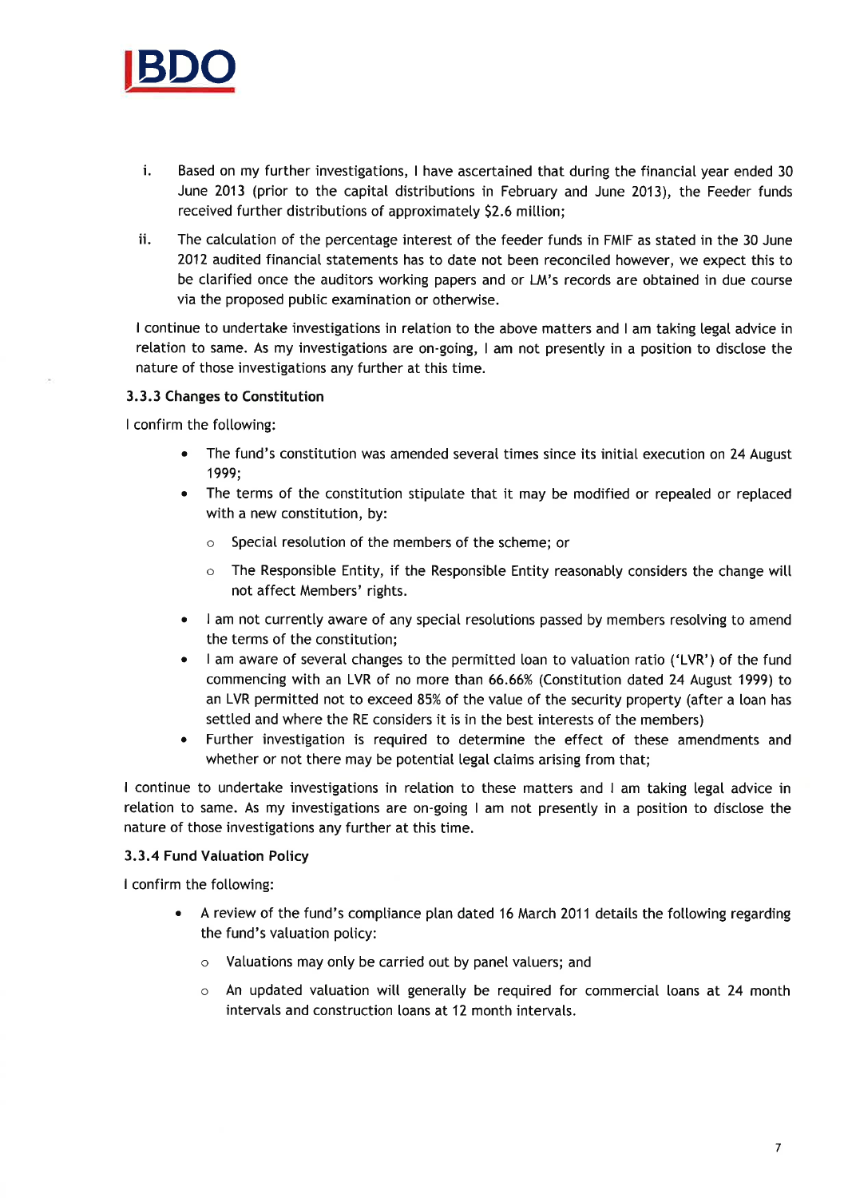i. Based on my further investigations, I have ascertained that during the financial year ended 30 June 2013 (prior to the capital distributions in February and June 2013), the Feeder funds received further distributions of approximately $2.6 million;

ii. The calculation of the percentage interest of the feeder funds in FMIF as stated in the 30 June 2012 audited financial statements has to date not been reconciled however, we expect this to be clarified once the auditors working papers and or LM's records are obtained in due course via the proposed public examination or otherwise.

I continue to undertake investigations in relation to the above matters and I am taking legal advice in relation to same. As my investigations are on-going, I am not presently in a position to disclose the nature of those investigations any further at this time.

### 3.3.3 Changes to Constitution

I confirm the following:

- The fund's constitution was amended several times since its initial execution on 24 August 1999;
- The terms of the constitution stipulate that it may be modified or repealed or replaced with a new constitution, by:
  - Special resolution of the members of the scheme; or
  - The Responsible Entity, if the Responsible Entity reasonably considers the change will not affect Members' rights.
- I am not currently aware of any special resolutions passed by members resolving to amend the terms of the constitution;
- I am aware of several changes to the permitted loan to valuation ratio ('LVR') of the fund commencing with an LVR of no more than 66.66% (Constitution dated 24 August 1999) to an LVR permitted not to exceed 85% of the value of the security property (after a loan has settled and where the RE considers it is in the best interests of the members)
- Further investigation is required to determine the effect of these amendments and whether or not there may be potential legal claims arising from that;

I continue to undertake investigations in relation to these matters and I am taking legal advice in relation to same. As my investigations are on-going I am not presently in a position to disclose the nature of those investigations any further at this time.

### 3.3.4 Fund Valuation Policy

I confirm the following:

- A review of the fund's compliance plan dated 16 March 2011 details the following regarding the fund's valuation policy:
  - Valuations may only be carried out by panel valuers; and
  - An updated valuation will generally be required for commercial loans at 24 month intervals and construction loans at 12 month intervals.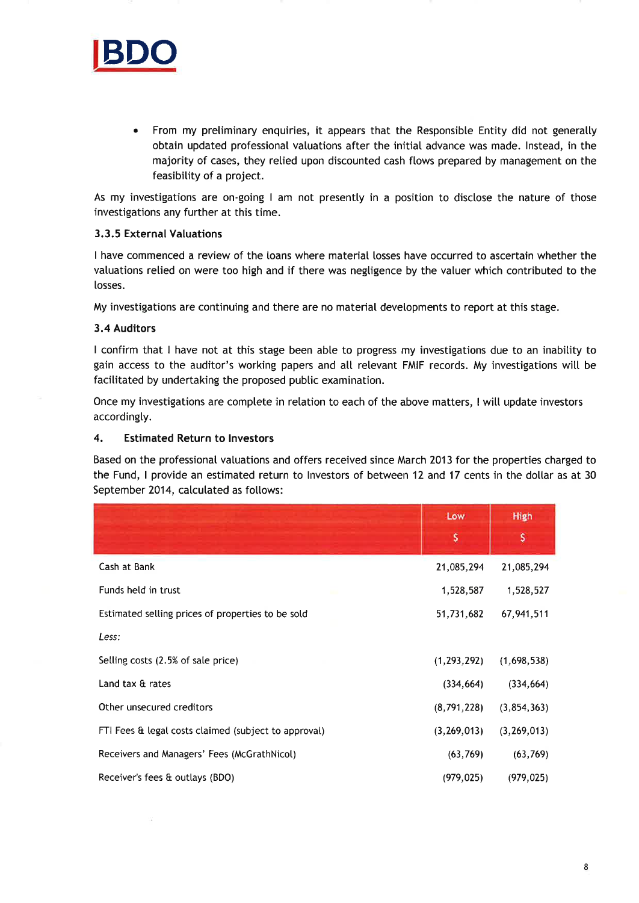- From my preliminary enquiries, it appears that the Responsible Entity did not generally obtain updated professional valuations after the initial advance was made. Instead, in the majority of cases, they relied upon discounted cash flows prepared by management on the feasibility of a project.

As my investigations are on-going I am not presently in a position to disclose the nature of those investigations any further at this time.

### 3.3.5 External Valuations

I have commenced a review of the loans where material losses have occurred to ascertain whether the valuations relied on were too high and if there was negligence by the valuer which contributed to the losses.

My investigations are continuing and there are no material developments to report at this stage.

### 3.4 Auditors

I confirm that I have not at this stage been able to progress my investigations due to an inability to gain access to the auditor's working papers and all relevant FMIF records. My investigations will be facilitated by undertaking the proposed public examination.

Once my investigations are complete in relation to each of the above matters, I will update investors accordingly.

## 4. Estimated Return to Investors

Based on the professional valuations and offers received since March 2013 for the properties charged to the Fund, I provide an estimated return to Investors of between 12 and 17 cents in the dollar as at 30 September 2014, calculated as follows:

| | Low $ | High $ |
|---|---|---|
| Cash at Bank | 21,085,294 | 21,085,294 |
| Funds held in trust | 1,528,587 | 1,528,527 |
| Estimated selling prices of properties to be sold | 51,731,682 | 67,941,511 |
| *Less:* | | |
| Selling costs (2.5% of sale price) | (1,293,292) | (1,698,538) |
| Land tax & rates | (334,664) | (334,664) |
| Other unsecured creditors | (8,791,228) | (3,854,363) |
| FTI Fees & legal costs claimed (subject to approval) | (3,269,013) | (3,269,013) |
| Receivers and Managers' Fees (McGrathNicol) | (63,769) | (63,769) |
| Receiver's fees & outlays (BDO) | (979,025) | (979,025) |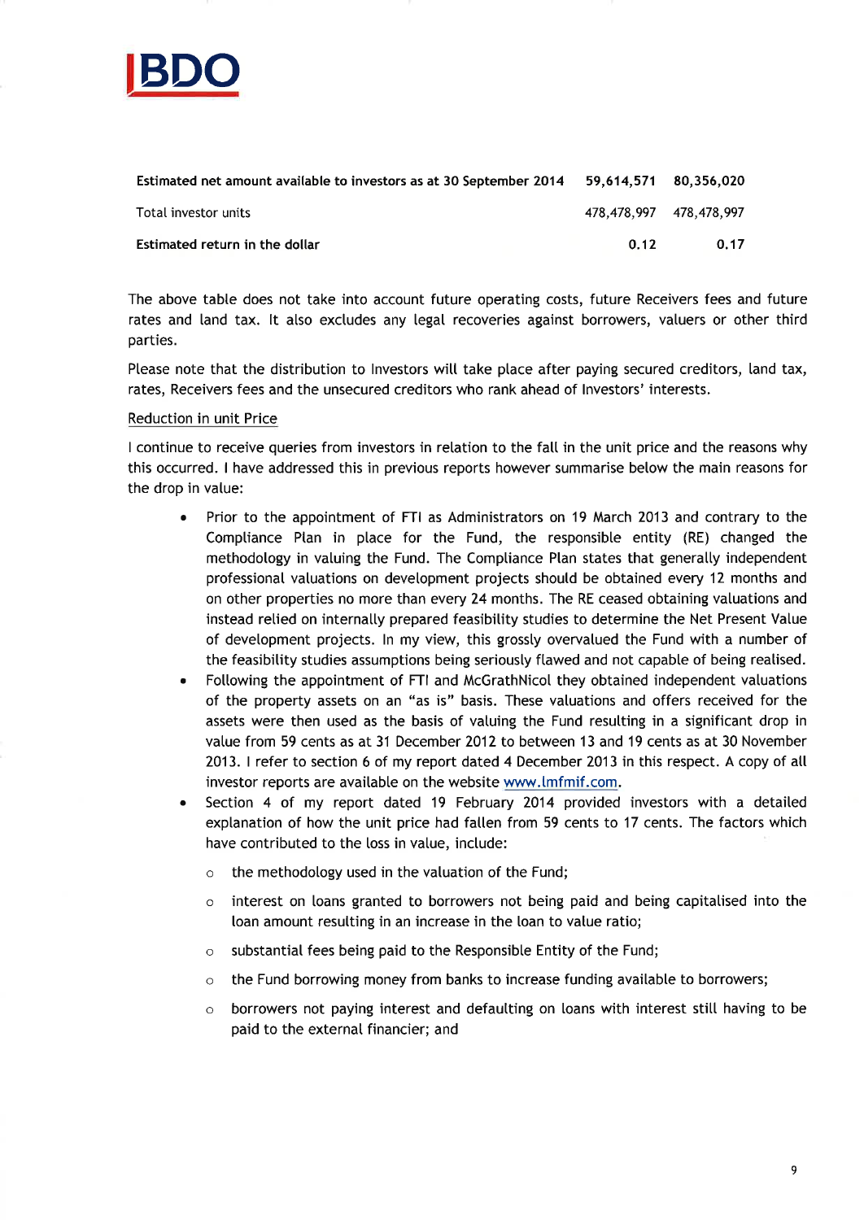| | | |
|---|---|---|
| **Estimated net amount available to investors as at 30 September 2014** | **59,614,571** | **80,356,020** |
| Total investor units | 478,478,997 | 478,478,997 |
| **Estimated return in the dollar** | **0.12** | **0.17** |

The above table does not take into account future operating costs, future Receivers fees and future rates and land tax. It also excludes any legal recoveries against borrowers, valuers or other third parties.

Please note that the distribution to Investors will take place after paying secured creditors, land tax, rates, Receivers fees and the unsecured creditors who rank ahead of Investors' interests.

Reduction in unit Price

I continue to receive queries from investors in relation to the fall in the unit price and the reasons why this occurred. I have addressed this in previous reports however summarise below the main reasons for the drop in value:

- Prior to the appointment of FTI as Administrators on 19 March 2013 and contrary to the Compliance Plan in place for the Fund, the responsible entity (RE) changed the methodology in valuing the Fund. The Compliance Plan states that generally independent professional valuations on development projects should be obtained every 12 months and on other properties no more than every 24 months. The RE ceased obtaining valuations and instead relied on internally prepared feasibility studies to determine the Net Present Value of development projects. In my view, this grossly overvalued the Fund with a number of the feasibility studies assumptions being seriously flawed and not capable of being realised.
- Following the appointment of FTI and McGrathNicol they obtained independent valuations of the property assets on an "as is" basis. These valuations and offers received for the assets were then used as the basis of valuing the Fund resulting in a significant drop in value from 59 cents as at 31 December 2012 to between 13 and 19 cents as at 30 November 2013. I refer to section 6 of my report dated 4 December 2013 in this respect. A copy of all investor reports are available on the website www.lmfmif.com.
- Section 4 of my report dated 19 February 2014 provided investors with a detailed explanation of how the unit price had fallen from 59 cents to 17 cents. The factors which have contributed to the loss in value, include:
  - the methodology used in the valuation of the Fund;
  - interest on loans granted to borrowers not being paid and being capitalised into the loan amount resulting in an increase in the loan to value ratio;
  - substantial fees being paid to the Responsible Entity of the Fund;
  - the Fund borrowing money from banks to increase funding available to borrowers;
  - borrowers not paying interest and defaulting on loans with interest still having to be paid to the external financier; and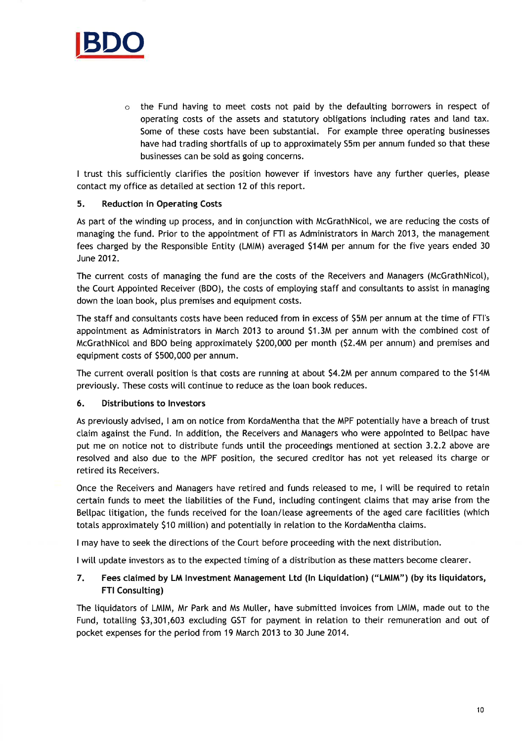- the Fund having to meet costs not paid by the defaulting borrowers in respect of operating costs of the assets and statutory obligations including rates and land tax. Some of these costs have been substantial. For example three operating businesses have had trading shortfalls of up to approximately $5m per annum funded so that these businesses can be sold as going concerns.

I trust this sufficiently clarifies the position however if investors have any further queries, please contact my office as detailed at section 12 of this report.

## 5. Reduction in Operating Costs

As part of the winding up process, and in conjunction with McGrathNicol, we are reducing the costs of managing the fund. Prior to the appointment of FTI as Administrators in March 2013, the management fees charged by the Responsible Entity (LMIM) averaged $14M per annum for the five years ended 30 June 2012.

The current costs of managing the fund are the costs of the Receivers and Managers (McGrathNicol), the Court Appointed Receiver (BDO), the costs of employing staff and consultants to assist in managing down the loan book, plus premises and equipment costs.

The staff and consultants costs have been reduced from in excess of $5M per annum at the time of FTI's appointment as Administrators in March 2013 to around $1.3M per annum with the combined cost of McGrathNicol and BDO being approximately $200,000 per month ($2.4M per annum) and premises and equipment costs of $500,000 per annum.

The current overall position is that costs are running at about $4.2M per annum compared to the $14M previously. These costs will continue to reduce as the loan book reduces.

## 6. Distributions to Investors

As previously advised, I am on notice from KordaMentha that the MPF potentially have a breach of trust claim against the Fund. In addition, the Receivers and Managers who were appointed to Bellpac have put me on notice not to distribute funds until the proceedings mentioned at section 3.2.2 above are resolved and also due to the MPF position, the secured creditor has not yet released its charge or retired its Receivers.

Once the Receivers and Managers have retired and funds released to me, I will be required to retain certain funds to meet the liabilities of the Fund, including contingent claims that may arise from the Bellpac litigation, the funds received for the loan/lease agreements of the aged care facilities (which totals approximately $10 million) and potentially in relation to the KordaMentha claims.

I may have to seek the directions of the Court before proceeding with the next distribution.

I will update investors as to the expected timing of a distribution as these matters become clearer.

## 7. Fees claimed by LM Investment Management Ltd (In Liquidation) ("LMIM") (by its liquidators, FTI Consulting)

The liquidators of LMIM, Mr Park and Ms Muller, have submitted invoices from LMIM, made out to the Fund, totalling $3,301,603 excluding GST for payment in relation to their remuneration and out of pocket expenses for the period from 19 March 2013 to 30 June 2014.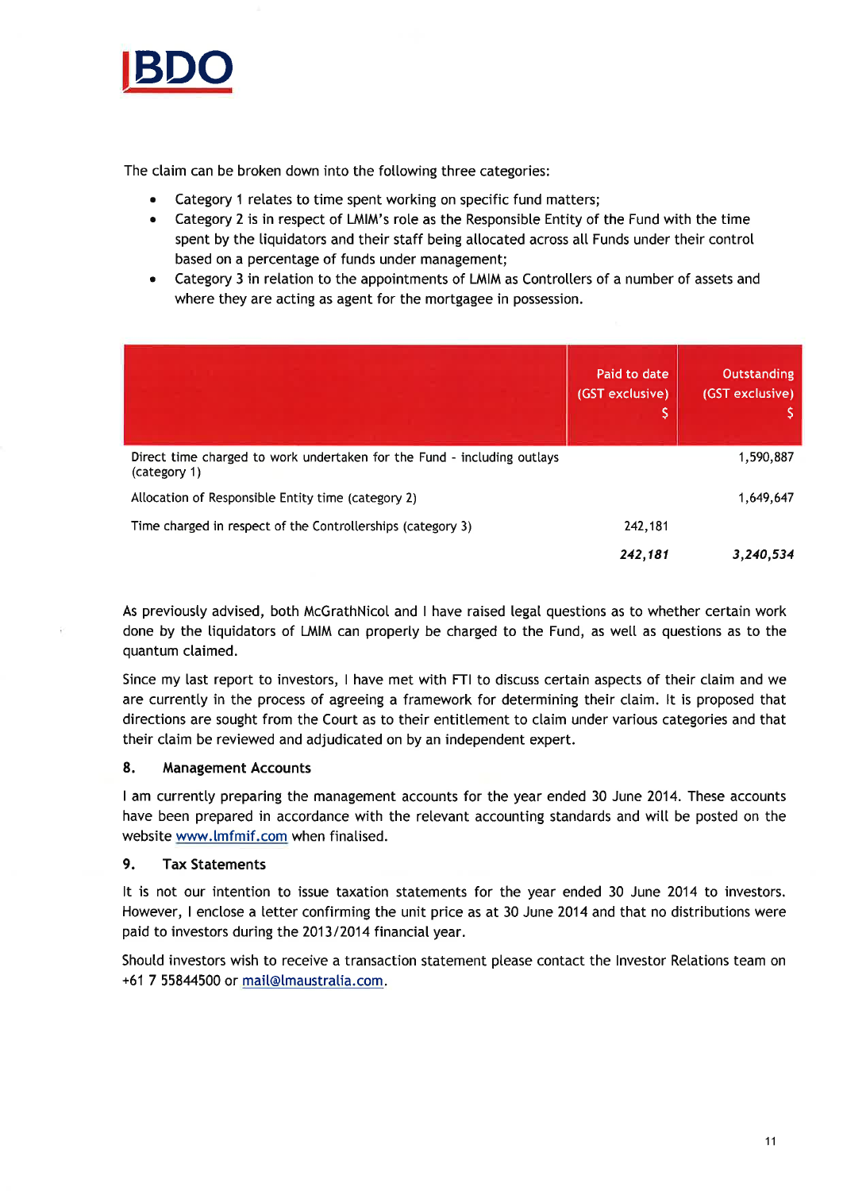The claim can be broken down into the following three categories:

- Category 1 relates to time spent working on specific fund matters;
- Category 2 is in respect of LMIM's role as the Responsible Entity of the Fund with the time spent by the liquidators and their staff being allocated across all Funds under their control based on a percentage of funds under management;
- Category 3 in relation to the appointments of LMIM as Controllers of a number of assets and where they are acting as agent for the mortgagee in possession.

| | Paid to date (GST exclusive) $ | Outstanding (GST exclusive) $ |
|---|---|---|
| Direct time charged to work undertaken for the Fund - including outlays (category 1) | | 1,590,887 |
| Allocation of Responsible Entity time (category 2) | | 1,649,647 |
| Time charged in respect of the Controllerships (category 3) | 242,181 | |
| | ***242,181*** | ***3,240,534*** |

As previously advised, both McGrathNicol and I have raised legal questions as to whether certain work done by the liquidators of LMIM can properly be charged to the Fund, as well as questions as to the quantum claimed.

Since my last report to investors, I have met with FTI to discuss certain aspects of their claim and we are currently in the process of agreeing a framework for determining their claim. It is proposed that directions are sought from the Court as to their entitlement to claim under various categories and that their claim be reviewed and adjudicated on by an independent expert.

## 8. Management Accounts

I am currently preparing the management accounts for the year ended 30 June 2014. These accounts have been prepared in accordance with the relevant accounting standards and will be posted on the website www.lmfmif.com when finalised.

## 9. Tax Statements

It is not our intention to issue taxation statements for the year ended 30 June 2014 to investors. However, I enclose a letter confirming the unit price as at 30 June 2014 and that no distributions were paid to investors during the 2013/2014 financial year.

Should investors wish to receive a transaction statement please contact the Investor Relations team on +61 7 55844500 or mail@lmaustralia.com.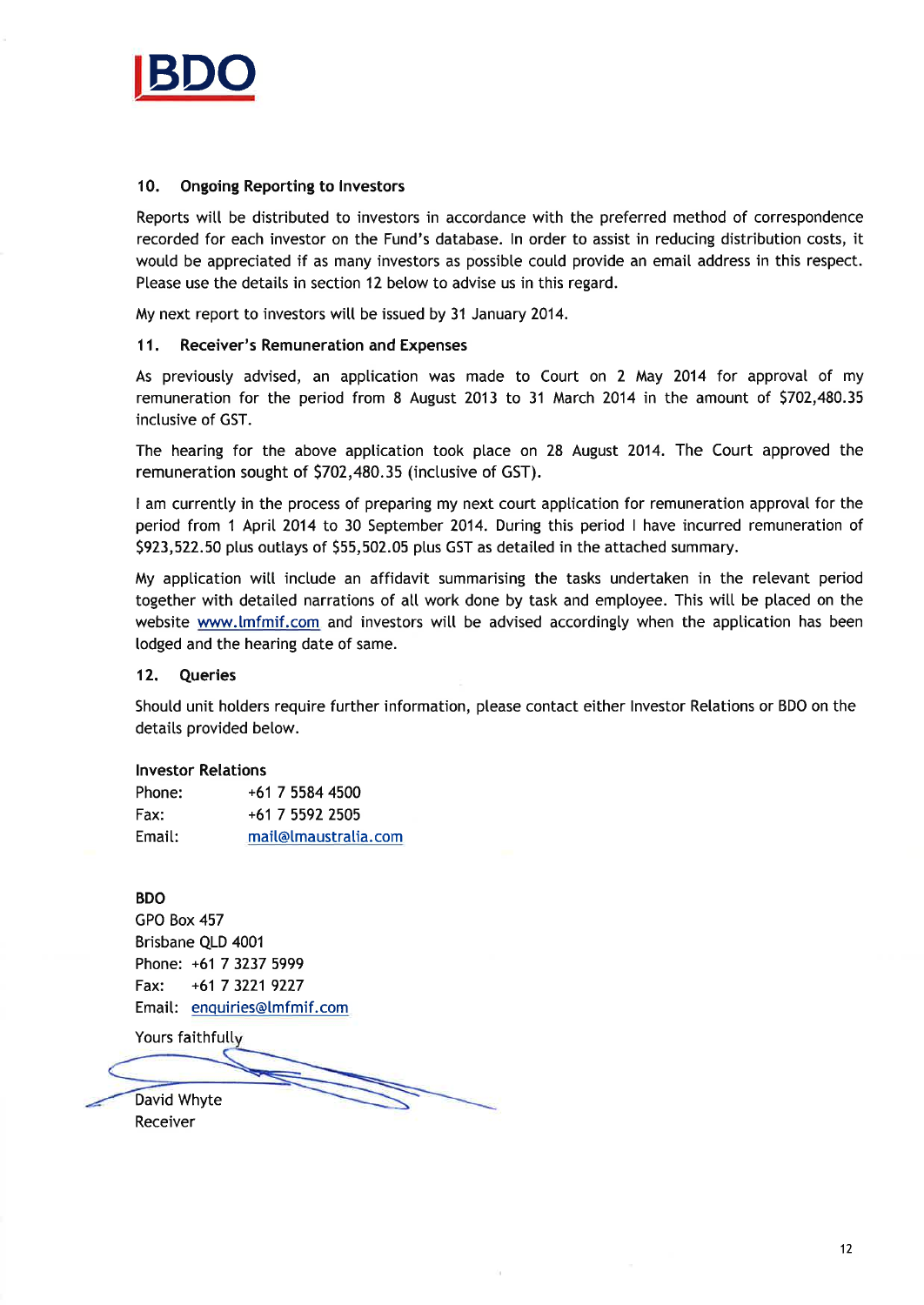## 10. Ongoing Reporting to Investors

Reports will be distributed to investors in accordance with the preferred method of correspondence recorded for each investor on the Fund's database. In order to assist in reducing distribution costs, it would be appreciated if as many investors as possible could provide an email address in this respect. Please use the details in section 12 below to advise us in this regard.

My next report to investors will be issued by 31 January 2014.

## 11. Receiver's Remuneration and Expenses

As previously advised, an application was made to Court on 2 May 2014 for approval of my remuneration for the period from 8 August 2013 to 31 March 2014 in the amount of $702,480.35 inclusive of GST.

The hearing for the above application took place on 28 August 2014. The Court approved the remuneration sought of $702,480.35 (inclusive of GST).

I am currently in the process of preparing my next court application for remuneration approval for the period from 1 April 2014 to 30 September 2014. During this period I have incurred remuneration of $923,522.50 plus outlays of $55,502.05 plus GST as detailed in the attached summary.

My application will include an affidavit summarising the tasks undertaken in the relevant period together with detailed narrations of all work done by task and employee. This will be placed on the website www.lmfmif.com and investors will be advised accordingly when the application has been lodged and the hearing date of same.

## 12. Queries

Should unit holders require further information, please contact either Investor Relations or BDO on the details provided below.

**Investor Relations**
Phone: +61 7 5584 4500
Fax: +61 7 5592 2505
Email: mail@lmaustralia.com

**BDO**
GPO Box 457
Brisbane QLD 4001
Phone: +61 7 3237 5999
Fax: +61 7 3221 9227
Email: enquiries@lmfmif.com

Yours faithfully

David Whyte
Receiver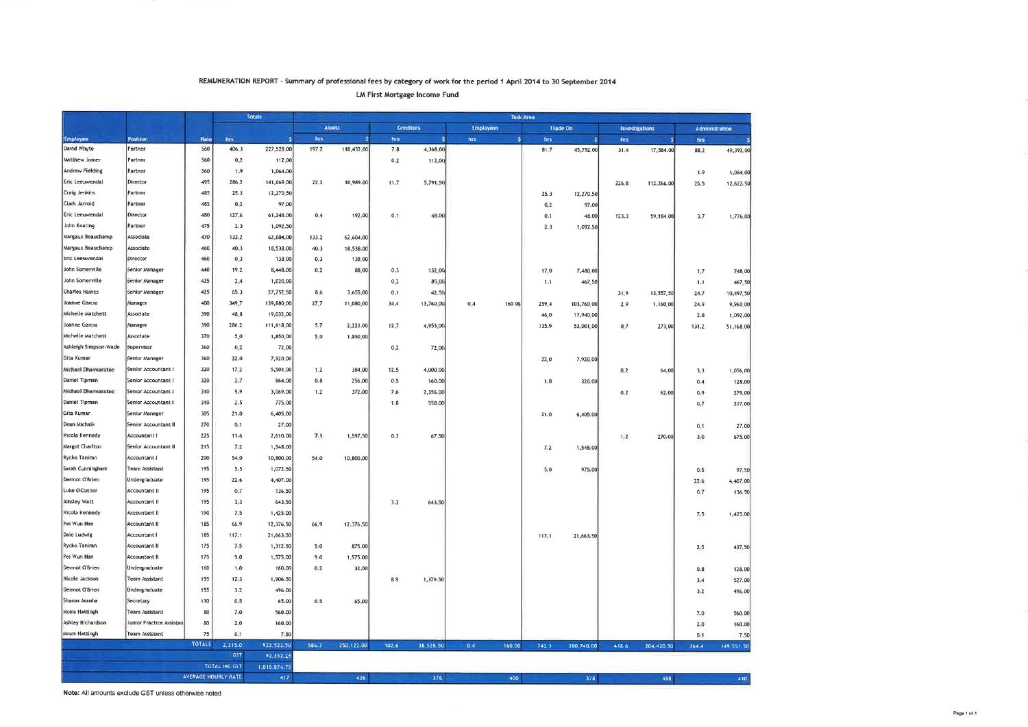**REMUNERATION REPORT - Summary of professional fees by category of work for the period 1 April 2014 to 30 September 2014**

**LM First Mortgage Income Fund**

| | | | Totals | | Task Area | | | | | | | | | | | |
|---|---|---|---|---|---|---|---|---|---|---|---|---|---|---|---|---|
| | | | | | Assets | | Creditors | | Employees | | Trade On | | Investigations | | Administration | |
| Employee | Position | Rate | hrs | $ | hrs | $ | hrs | $ | hrs | $ | hrs | $ | hrs | $ | hrs | $ |
| David Whyte | Partner | 560 | 406.3 | 227,528.00 | 197.2 | 110,432.00 | 7.8 | 4,368.00 | | | 81.7 | 45,752.00 | 31.4 | 17,584.00 | 88.2 | 49,392.00 |
| Matthew Joiner | Partner | 560 | 0.2 | 112.00 | | | 0.2 | 112.00 | | | | | | | | |
| Andrew Fielding | Partner | 560 | 1.9 | 1,064.00 | | | | | | | | | | | 1.9 | 1,064.00 |
| Eric Leeuwendal | Director | 495 | 286.2 | 141,669.00 | 22.2 | 10,989.00 | 11.7 | 5,791.50 | | | | | 226.8 | 112,266.00 | 25.5 | 12,622.50 |
| Craig Jenkins | Partner | 485 | 25.3 | 12,270.50 | | | | | | | 25.3 | 12,270.50 | | | | |
| Clark Jarrold | Partner | 485 | 0.2 | 97.00 | | | | | | | 0.2 | 97.00 | | | | |
| Eric Leeuwendal | Director | 480 | 127.6 | 61,248.00 | 0.4 | 192.00 | 0.1 | 48.00 | | | 0.1 | 48.00 | 123.3 | 59,184.00 | 3.7 | 1,776.00 |
| John Keating | Partner | 475 | 2.3 | 1,092.50 | | | | | | | 2.3 | 1,092.50 | | | | |
| Margaux Beauchamp | Associate | 470 | 133.2 | 62,604.00 | 133.2 | 62,604.00 | | | | | | | | | | |
| Margaux Beauchamp | Associate | 460 | 40.3 | 18,538.00 | 40.3 | 18,538.00 | | | | | | | | | | |
| Eric Leeuwendal | Director | 460 | 0.3 | 138.00 | 0.3 | 138.00 | | | | | | | | | | |
| John Somerville | Senior Manager | 440 | 19.2 | 8,448.00 | 0.2 | 88.00 | 0.3 | 132.00 | | | 17.0 | 7,480.00 | | | 1.7 | 748.00 |
| John Somerville | Senior Manager | 425 | 2.4 | 1,020.00 | | | 0.2 | 85.00 | | | 1.1 | 467.50 | | | 1.1 | 467.50 |
| Charles Haines | Senior Manager | 425 | 65.3 | 27,752.50 | 8.6 | 3,655.00 | 0.1 | 42.50 | | | | | 31.9 | 13,557.50 | 24.7 | 10,497.50 |
| Joanne Garcia | Manager | 400 | 349.7 | 139,880.00 | 27.7 | 11,080.00 | 34.4 | 13,760.00 | 0.4 | 160.00 | 259.4 | 103,760.00 | 2.9 | 1,160.00 | 24.9 | 9,960.00 |
| Michelle Matchett | Associate | 390 | 48.8 | 19,032.00 | | | | | | | 46.0 | 17,940.00 | | | 2.8 | 1,092.00 |
| Joanne Garcia | Manager | 390 | 286.2 | 111,618.00 | 5.7 | 2,223.00 | 12.7 | 4,953.00 | | | 135.9 | 53,001.00 | 0.7 | 273.00 | 131.2 | 51,168.00 |
| Michelle Matchett | Associate | 370 | 5.0 | 1,850.00 | 5.0 | 1,850.00 | | | | | | | | | | |
| Ashleigh Simpson-Wade | Supervisor | 360 | 0.2 | 72.00 | | | 0.2 | 72.00 | | | | | | | | |
| Gita Kumar | Senior Manager | 360 | 22.0 | 7,920.00 | | | | | | | 22.0 | 7,920.00 | | | | |
| Michael Dhamaratne | Senior Accountant I | 320 | 17.2 | 5,504.00 | 1.2 | 384.00 | 12.5 | 4,000.00 | | | | | 0.2 | 64.00 | 3.3 | 1,056.00 |
| Daniel Tipman | Senior Accountant I | 320 | 2.7 | 864.00 | 0.8 | 256.00 | 0.5 | 160.00 | | | 1.0 | 320.00 | | | 0.4 | 128.00 |
| Michael Dhamaratne | Senior Accountant I | 310 | 9.9 | 3,069.00 | 1.2 | 372.00 | 7.6 | 2,356.00 | | | | | 0.2 | 62.00 | 0.9 | 279.00 |
| Daniel Tipman | Senior Accountant I | 310 | 2.5 | 775.00 | | | 1.8 | 558.00 | | | | | | | 0.7 | 217.00 |
| Gita Kumar | Senior Manager | 305 | 21.0 | 6,405.00 | | | | | | | 21.0 | 6,405.00 | | | | |
| Dean Michalk | Senior Accountant II | 270 | 0.1 | 27.00 | | | | | | | | | | | 0.1 | 27.00 |
| Nicola Kennedy | Accountant I | 225 | 11.6 | 2,610.00 | 7.1 | 1,597.50 | 0.3 | 67.50 | | | | | 1.2 | 270.00 | 3.0 | 675.00 |
| Margot Charlton | Senior Accountant II | 215 | 7.2 | 1,548.00 | | | | | | | 7.2 | 1,548.00 | | | | |
| Ryoko Taniran | Accountant I | 200 | 54.0 | 10,800.00 | 54.0 | 10,800.00 | | | | | | | | | | |
| Sarah Cunningham | Team Assistant | 195 | 5.5 | 1,072.50 | | | | | | | 5.0 | 975.00 | | | 0.5 | 97.50 |
| Dermot O'Brien | Undergraduate | 195 | 22.6 | 4,407.00 | | | | | | | | | | | 22.6 | 4,407.00 |
| Luke O'Connor | Accountant II | 195 | 0.7 | 136.50 | | | | | | | | | | | 0.7 | 136.50 |
| Ainsley Watt | Accountant II | 195 | 3.3 | 643.50 | | | 3.3 | 643.50 | | | | | | | | |
| Nicola Kennedy | Accountant II | 190 | 7.5 | 1,425.00 | | | | | | | | | | | 7.5 | 1,425.00 |
| Pei Wun Han | Accountant II | 185 | 66.9 | 12,376.50 | 66.9 | 12,376.50 | | | | | | | | | | |
| Dale Ludwig | Accountant I | 185 | 117.1 | 21,663.50 | | | | | | | 117.1 | 21,663.50 | | | | |
| Ryoko Taniran | Accountant II | 175 | 7.5 | 1,312.50 | 5.0 | 875.00 | | | | | | | | | 2.5 | 437.50 |
| Pei Wun Han | Accountant II | 175 | 9.0 | 1,575.00 | 9.0 | 1,575.00 | | | | | | | | | | |
| Dermot O'Brien | Undergraduate | 160 | 1.0 | 160.00 | 0.2 | 32.00 | | | | | | | | | 0.8 | 128.00 |
| Nicole Jackson | Team Assistant | 155 | 12.3 | 1,906.50 | | | 8.9 | 1,379.50 | | | | | | | 3.4 | 527.00 |
| Dermot O'Brien | Undergraduate | 155 | 3.2 | 496.00 | | | | | | | | | | | 3.2 | 496.00 |
| Sharon Aranha | Secretary | 130 | 0.5 | 65.00 | 0.5 | 65.00 | | | | | | | | | | |
| Moira Hattingh | Team Assistant | 80 | 7.0 | 560.00 | | | | | | | | | | | 7.0 | 560.00 |
| Ashley Richardson | Junior Practice Assistan | 80 | 2.0 | 160.00 | | | | | | | | | | | 2.0 | 160.00 |
| Moira Hattingh | Team Assistant | 75 | 0.1 | 7.50 | | | | | | | | | | | 0.1 | 7.50 |
| | | TOTALS | 2,215.0 | 923,522.50 | 586.7 | 250,122.00 | 102.6 | 38,528.50 | 0.4 | 160.00 | 742.3 | 280,740.00 | 418.6 | 204,420.50 | 364.4 | 149,551.50 |
| | | GST | | 92,352.25 | | | | | | | | | | | | |
| | | TOTAL INC GST | | 1,015,874.75 | | | | | | | | | | | | |
| | | AVERAGE HOURLY RATE | | 417 | | 426 | | 376 | | 400 | | 378 | | 488 | | 410 |

**Note:** All amounts exclude GST unless otherwise noted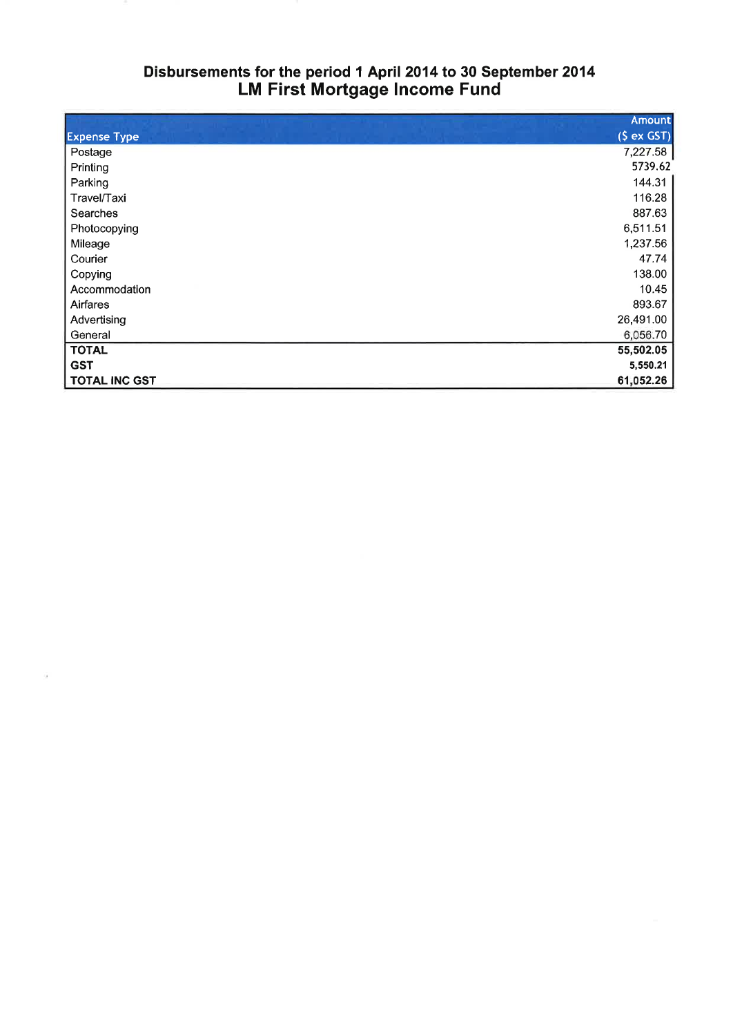## Disbursements for the period 1 April 2014 to 30 September 2014

# LM First Mortgage Income Fund

| Expense Type | Amount ($ ex GST) |
|---|---|
| Postage | 7,227.58 |
| Printing | 5739.62 |
| Parking | 144.31 |
| Travel/Taxi | 116.28 |
| Searches | 887.63 |
| Photocopying | 6,511.51 |
| Mileage | 1,237.56 |
| Courier | 47.74 |
| Copying | 138.00 |
| Accommodation | 10.45 |
| Airfares | 893.67 |
| Advertising | 26,491.00 |
| General | 6,056.70 |
| **TOTAL** | **55,502.05** |
| **GST** | **5,550.21** |
| **TOTAL INC GST** | **61,052.26** |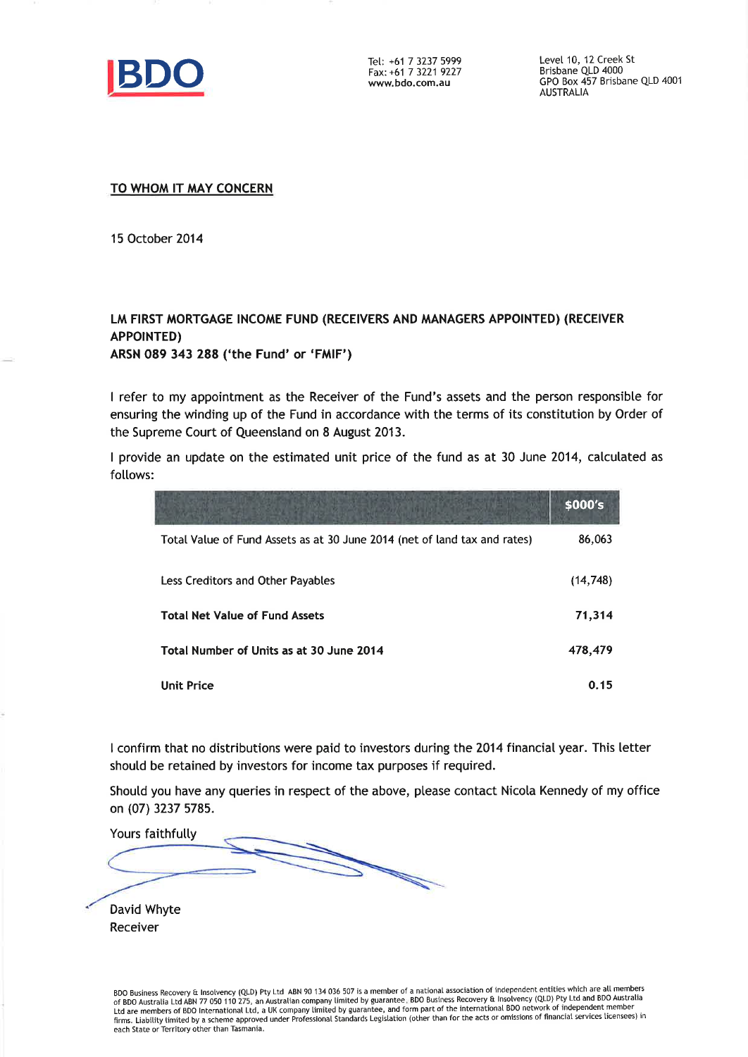BDO

Tel: +61 7 3237 5999
Fax: +61 7 3221 9227
www.bdo.com.au

Level 10, 12 Creek St
Brisbane QLD 4000
GPO Box 457 Brisbane QLD 4001
AUSTRALIA

**TO WHOM IT MAY CONCERN**

15 October 2014

**LM FIRST MORTGAGE INCOME FUND (RECEIVERS AND MANAGERS APPOINTED) (RECEIVER APPOINTED)**
**ARSN 089 343 288 ('the Fund' or 'FMIF')**

I refer to my appointment as the Receiver of the Fund's assets and the person responsible for ensuring the winding up of the Fund in accordance with the terms of its constitution by Order of the Supreme Court of Queensland on 8 August 2013.

I provide an update on the estimated unit price of the fund as at 30 June 2014, calculated as follows:

| | $000's |
|---|---|
| Total Value of Fund Assets as at 30 June 2014 (net of land tax and rates) | 86,063 |
| Less Creditors and Other Payables | (14,748) |
| **Total Net Value of Fund Assets** | **71,314** |
| **Total Number of Units as at 30 June 2014** | **478,479** |
| **Unit Price** | **0.15** |

I confirm that no distributions were paid to investors during the 2014 financial year. This letter should be retained by investors for income tax purposes if required.

Should you have any queries in respect of the above, please contact Nicola Kennedy of my office on (07) 3237 5785.

Yours faithfully

David Whyte
Receiver

BDO Business Recovery & Insolvency (QLD) Pty Ltd ABN 90 134 036 507 is a member of a national association of independent entities which are all members of BDO Australia Ltd ABN 77 050 110 275, an Australian company limited by guarantee. BDO Business Recovery & Insolvency (QLD) Pty Ltd and BDO Australia Ltd are members of BDO International Ltd, a UK company limited by guarantee, and form part of the international BDO network of independent member firms. Liability limited by a scheme approved under Professional Standards Legislation (other than for the acts or omissions of financial services licensees) in each State or Territory other than Tasmania.